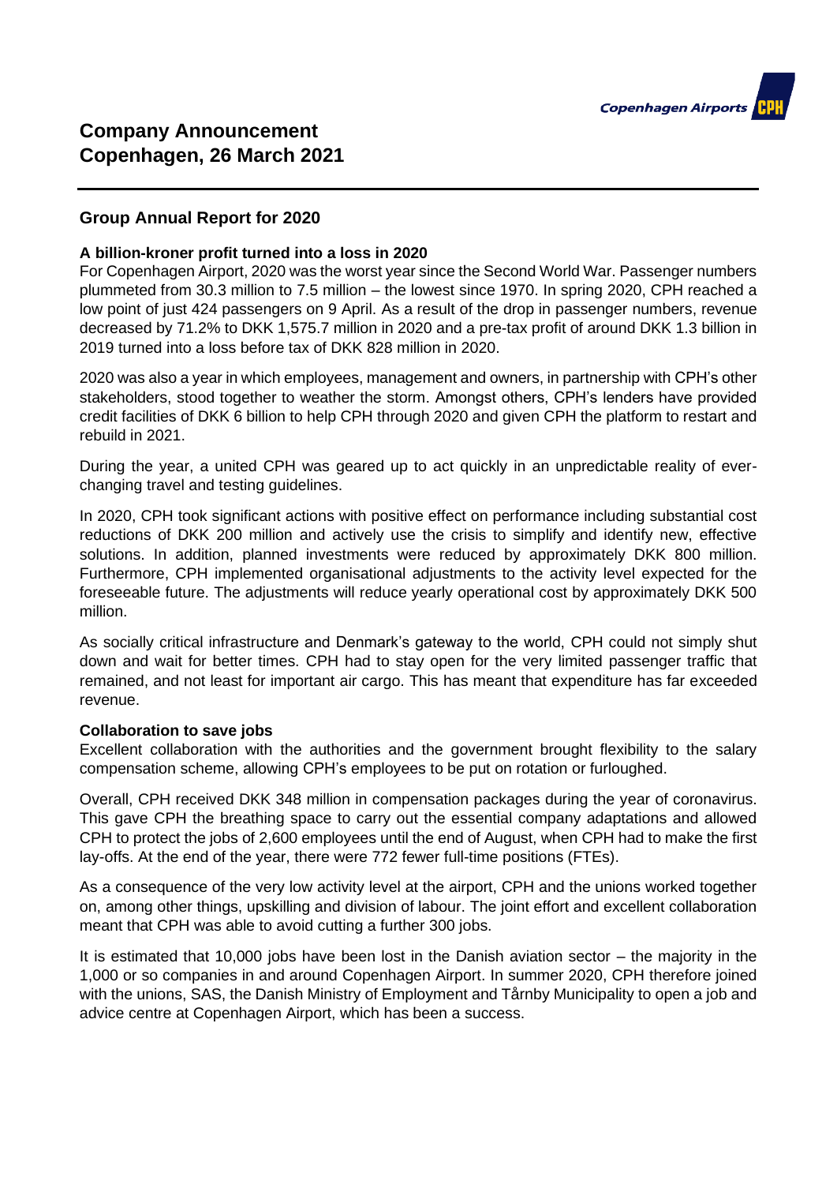# Company Announcement
# Copenhagen, 26 March 2021

## Group Annual Report for 2020

### A billion-kroner profit turned into a loss in 2020

For Copenhagen Airport, 2020 was the worst year since the Second World War. Passenger numbers plummeted from 30.3 million to 7.5 million – the lowest since 1970. In spring 2020, CPH reached a low point of just 424 passengers on 9 April. As a result of the drop in passenger numbers, revenue decreased by 71.2% to DKK 1,575.7 million in 2020 and a pre-tax profit of around DKK 1.3 billion in 2019 turned into a loss before tax of DKK 828 million in 2020.

2020 was also a year in which employees, management and owners, in partnership with CPH's other stakeholders, stood together to weather the storm. Amongst others, CPH's lenders have provided credit facilities of DKK 6 billion to help CPH through 2020 and given CPH the platform to restart and rebuild in 2021.

During the year, a united CPH was geared up to act quickly in an unpredictable reality of ever-changing travel and testing guidelines.

In 2020, CPH took significant actions with positive effect on performance including substantial cost reductions of DKK 200 million and actively use the crisis to simplify and identify new, effective solutions. In addition, planned investments were reduced by approximately DKK 800 million. Furthermore, CPH implemented organisational adjustments to the activity level expected for the foreseeable future. The adjustments will reduce yearly operational cost by approximately DKK 500 million.

As socially critical infrastructure and Denmark's gateway to the world, CPH could not simply shut down and wait for better times. CPH had to stay open for the very limited passenger traffic that remained, and not least for important air cargo. This has meant that expenditure has far exceeded revenue.

### Collaboration to save jobs

Excellent collaboration with the authorities and the government brought flexibility to the salary compensation scheme, allowing CPH's employees to be put on rotation or furloughed.

Overall, CPH received DKK 348 million in compensation packages during the year of coronavirus. This gave CPH the breathing space to carry out the essential company adaptations and allowed CPH to protect the jobs of 2,600 employees until the end of August, when CPH had to make the first lay-offs. At the end of the year, there were 772 fewer full-time positions (FTEs).

As a consequence of the very low activity level at the airport, CPH and the unions worked together on, among other things, upskilling and division of labour. The joint effort and excellent collaboration meant that CPH was able to avoid cutting a further 300 jobs.

It is estimated that 10,000 jobs have been lost in the Danish aviation sector – the majority in the 1,000 or so companies in and around Copenhagen Airport. In summer 2020, CPH therefore joined with the unions, SAS, the Danish Ministry of Employment and Tårnby Municipality to open a job and advice centre at Copenhagen Airport, which has been a success.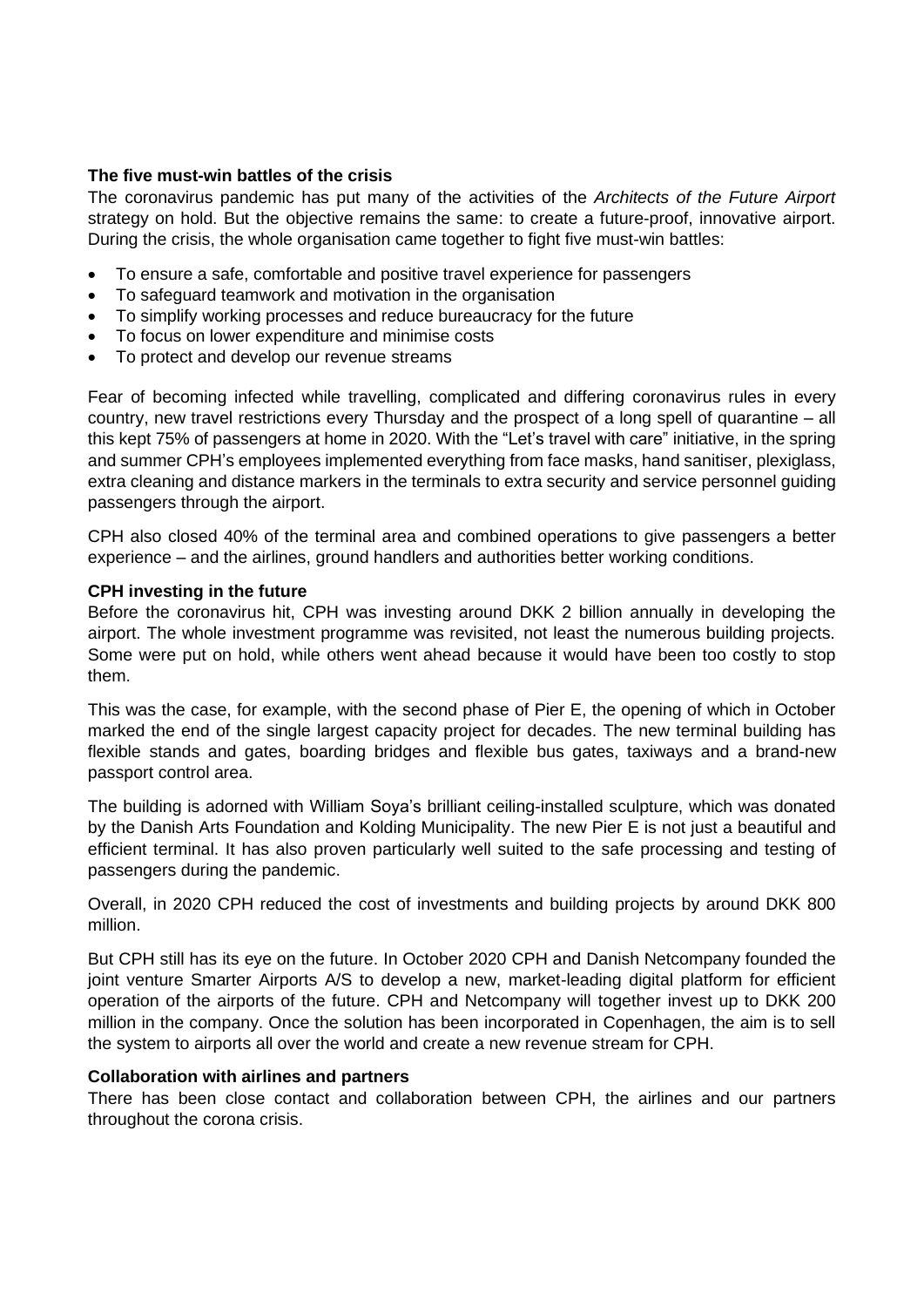## The five must-win battles of the crisis

The coronavirus pandemic has put many of the activities of the *Architects of the Future Airport* strategy on hold. But the objective remains the same: to create a future-proof, innovative airport. During the crisis, the whole organisation came together to fight five must-win battles:

- To ensure a safe, comfortable and positive travel experience for passengers
- To safeguard teamwork and motivation in the organisation
- To simplify working processes and reduce bureaucracy for the future
- To focus on lower expenditure and minimise costs
- To protect and develop our revenue streams

Fear of becoming infected while travelling, complicated and differing coronavirus rules in every country, new travel restrictions every Thursday and the prospect of a long spell of quarantine – all this kept 75% of passengers at home in 2020. With the "Let's travel with care" initiative, in the spring and summer CPH's employees implemented everything from face masks, hand sanitiser, plexiglass, extra cleaning and distance markers in the terminals to extra security and service personnel guiding passengers through the airport.

CPH also closed 40% of the terminal area and combined operations to give passengers a better experience – and the airlines, ground handlers and authorities better working conditions.

## CPH investing in the future

Before the coronavirus hit, CPH was investing around DKK 2 billion annually in developing the airport. The whole investment programme was revisited, not least the numerous building projects. Some were put on hold, while others went ahead because it would have been too costly to stop them.

This was the case, for example, with the second phase of Pier E, the opening of which in October marked the end of the single largest capacity project for decades. The new terminal building has flexible stands and gates, boarding bridges and flexible bus gates, taxiways and a brand-new passport control area.

The building is adorned with William Soya's brilliant ceiling-installed sculpture, which was donated by the Danish Arts Foundation and Kolding Municipality. The new Pier E is not just a beautiful and efficient terminal. It has also proven particularly well suited to the safe processing and testing of passengers during the pandemic.

Overall, in 2020 CPH reduced the cost of investments and building projects by around DKK 800 million.

But CPH still has its eye on the future. In October 2020 CPH and Danish Netcompany founded the joint venture Smarter Airports A/S to develop a new, market-leading digital platform for efficient operation of the airports of the future. CPH and Netcompany will together invest up to DKK 200 million in the company. Once the solution has been incorporated in Copenhagen, the aim is to sell the system to airports all over the world and create a new revenue stream for CPH.

## Collaboration with airlines and partners

There has been close contact and collaboration between CPH, the airlines and our partners throughout the corona crisis.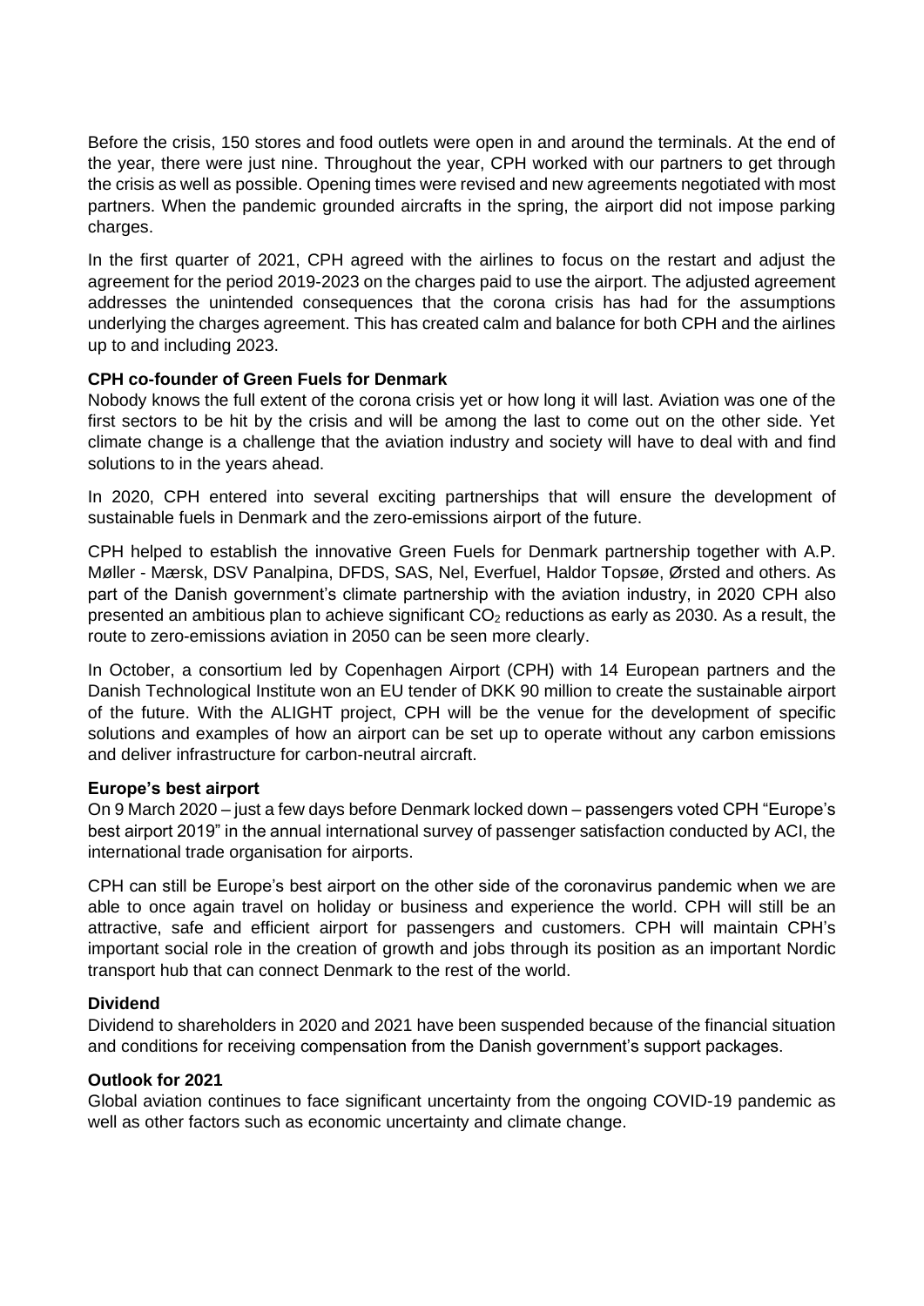Before the crisis, 150 stores and food outlets were open in and around the terminals. At the end of the year, there were just nine. Throughout the year, CPH worked with our partners to get through the crisis as well as possible. Opening times were revised and new agreements negotiated with most partners. When the pandemic grounded aircrafts in the spring, the airport did not impose parking charges.

In the first quarter of 2021, CPH agreed with the airlines to focus on the restart and adjust the agreement for the period 2019-2023 on the charges paid to use the airport. The adjusted agreement addresses the unintended consequences that the corona crisis has had for the assumptions underlying the charges agreement. This has created calm and balance for both CPH and the airlines up to and including 2023.

### CPH co-founder of Green Fuels for Denmark

Nobody knows the full extent of the corona crisis yet or how long it will last. Aviation was one of the first sectors to be hit by the crisis and will be among the last to come out on the other side. Yet climate change is a challenge that the aviation industry and society will have to deal with and find solutions to in the years ahead.

In 2020, CPH entered into several exciting partnerships that will ensure the development of sustainable fuels in Denmark and the zero-emissions airport of the future.

CPH helped to establish the innovative Green Fuels for Denmark partnership together with A.P. Møller - Mærsk, DSV Panalpina, DFDS, SAS, Nel, Everfuel, Haldor Topsøe, Ørsted and others. As part of the Danish government's climate partnership with the aviation industry, in 2020 CPH also presented an ambitious plan to achieve significant $CO_2$ reductions as early as 2030. As a result, the route to zero-emissions aviation in 2050 can be seen more clearly.

In October, a consortium led by Copenhagen Airport (CPH) with 14 European partners and the Danish Technological Institute won an EU tender of DKK 90 million to create the sustainable airport of the future. With the ALIGHT project, CPH will be the venue for the development of specific solutions and examples of how an airport can be set up to operate without any carbon emissions and deliver infrastructure for carbon-neutral aircraft.

### Europe's best airport

On 9 March 2020 – just a few days before Denmark locked down – passengers voted CPH "Europe's best airport 2019" in the annual international survey of passenger satisfaction conducted by ACI, the international trade organisation for airports.

CPH can still be Europe's best airport on the other side of the coronavirus pandemic when we are able to once again travel on holiday or business and experience the world. CPH will still be an attractive, safe and efficient airport for passengers and customers. CPH will maintain CPH's important social role in the creation of growth and jobs through its position as an important Nordic transport hub that can connect Denmark to the rest of the world.

### Dividend

Dividend to shareholders in 2020 and 2021 have been suspended because of the financial situation and conditions for receiving compensation from the Danish government's support packages.

### Outlook for 2021

Global aviation continues to face significant uncertainty from the ongoing COVID-19 pandemic as well as other factors such as economic uncertainty and climate change.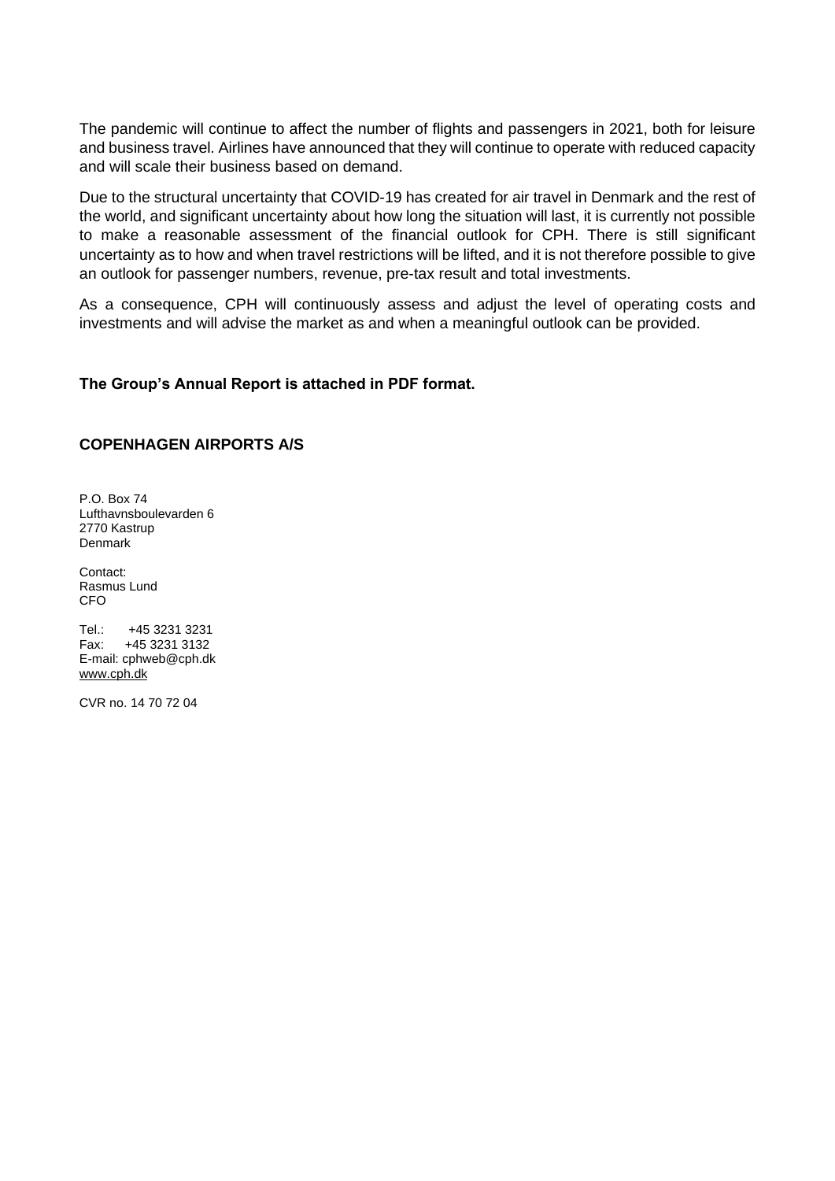The pandemic will continue to affect the number of flights and passengers in 2021, both for leisure and business travel. Airlines have announced that they will continue to operate with reduced capacity and will scale their business based on demand.

Due to the structural uncertainty that COVID-19 has created for air travel in Denmark and the rest of the world, and significant uncertainty about how long the situation will last, it is currently not possible to make a reasonable assessment of the financial outlook for CPH. There is still significant uncertainty as to how and when travel restrictions will be lifted, and it is not therefore possible to give an outlook for passenger numbers, revenue, pre-tax result and total investments.

As a consequence, CPH will continuously assess and adjust the level of operating costs and investments and will advise the market as and when a meaningful outlook can be provided.

**The Group's Annual Report is attached in PDF format.**

**COPENHAGEN AIRPORTS A/S**

P.O. Box 74
Lufthavnsboulevarden 6
2770 Kastrup
Denmark

Contact:
Rasmus Lund
CFO

Tel.: +45 3231 3231
Fax: +45 3231 3132
E-mail: cphweb@cph.dk
www.cph.dk

CVR no. 14 70 72 04